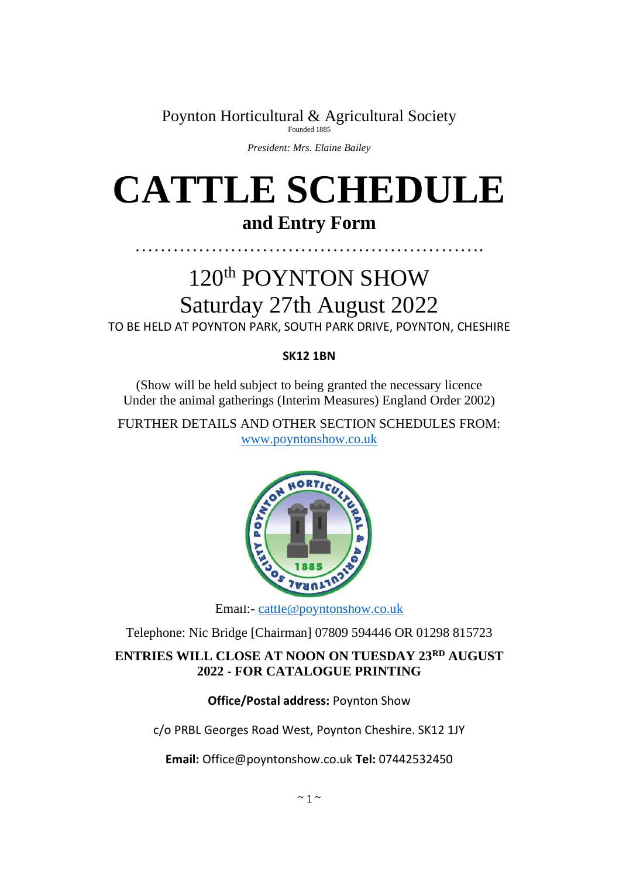Poynton Horticultural & Agricultural Society
Founded 1885

*President: Mrs. Elaine Bailey*

# CATTLE SCHEDULE

## and Entry Form

…………………………………………………

# 120th POYNTON SHOW
# Saturday 27th August 2022

TO BE HELD AT POYNTON PARK, SOUTH PARK DRIVE, POYNTON, CHESHIRE

**SK12 1BN**

(Show will be held subject to being granted the necessary licence Under the animal gatherings (Interim Measures) England Order 2002)

FURTHER DETAILS AND OTHER SECTION SCHEDULES FROM: www.poyntonshow.co.uk

Email:- cattle@poyntonshow.co.uk

Telephone: Nic Bridge [Chairman] 07809 594446 OR 01298 815723

**ENTRIES WILL CLOSE AT NOON ON TUESDAY 23RD AUGUST 2022 - FOR CATALOGUE PRINTING**

**Office/Postal address:** Poynton Show

c/o PRBL Georges Road West, Poynton Cheshire. SK12 1JY

**Email:** Office@poyntonshow.co.uk **Tel:** 07442532450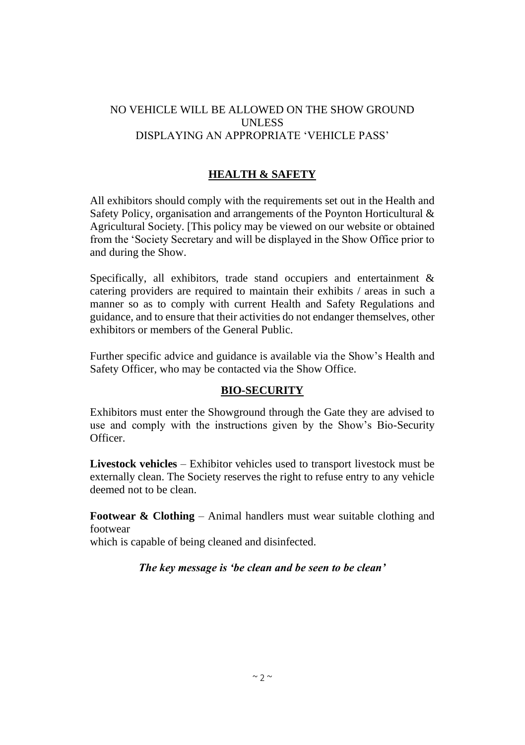NO VEHICLE WILL BE ALLOWED ON THE SHOW GROUND
UNLESS
DISPLAYING AN APPROPRIATE 'VEHICLE PASS'

## HEALTH & SAFETY

All exhibitors should comply with the requirements set out in the Health and Safety Policy, organisation and arrangements of the Poynton Horticultural & Agricultural Society. [This policy may be viewed on our website or obtained from the 'Society Secretary and will be displayed in the Show Office prior to and during the Show.

Specifically, all exhibitors, trade stand occupiers and entertainment & catering providers are required to maintain their exhibits / areas in such a manner so as to comply with current Health and Safety Regulations and guidance, and to ensure that their activities do not endanger themselves, other exhibitors or members of the General Public.

Further specific advice and guidance is available via the Show's Health and Safety Officer, who may be contacted via the Show Office.

## BIO-SECURITY

Exhibitors must enter the Showground through the Gate they are advised to use and comply with the instructions given by the Show's Bio-Security Officer.

**Livestock vehicles** – Exhibitor vehicles used to transport livestock must be externally clean. The Society reserves the right to refuse entry to any vehicle deemed not to be clean.

**Footwear & Clothing** – Animal handlers must wear suitable clothing and footwear
which is capable of being cleaned and disinfected.

***The key message is 'be clean and be seen to be clean'***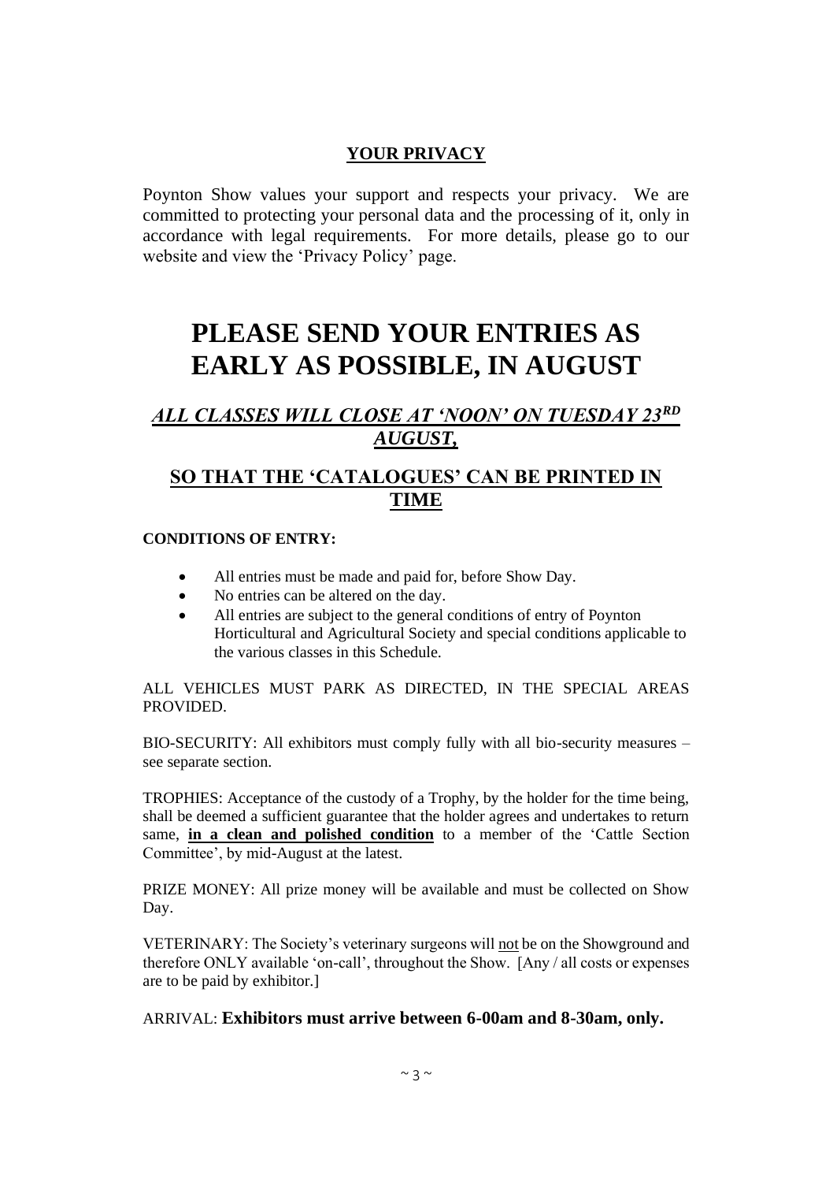## **YOUR PRIVACY**

Poynton Show values your support and respects your privacy. We are committed to protecting your personal data and the processing of it, only in accordance with legal requirements. For more details, please go to our website and view the 'Privacy Policy' page.

# PLEASE SEND YOUR ENTRIES AS EARLY AS POSSIBLE, IN AUGUST

## ***ALL CLASSES WILL CLOSE AT 'NOON' ON TUESDAY 23RD AUGUST,***

## **SO THAT THE 'CATALOGUES' CAN BE PRINTED IN TIME**

**CONDITIONS OF ENTRY:**

- All entries must be made and paid for, before Show Day.
- No entries can be altered on the day.
- All entries are subject to the general conditions of entry of Poynton Horticultural and Agricultural Society and special conditions applicable to the various classes in this Schedule.

ALL VEHICLES MUST PARK AS DIRECTED, IN THE SPECIAL AREAS PROVIDED.

BIO-SECURITY: All exhibitors must comply fully with all bio-security measures – see separate section.

TROPHIES: Acceptance of the custody of a Trophy, by the holder for the time being, shall be deemed a sufficient guarantee that the holder agrees and undertakes to return same, **in a clean and polished condition** to a member of the 'Cattle Section Committee', by mid-August at the latest.

PRIZE MONEY: All prize money will be available and must be collected on Show Day.

VETERINARY: The Society's veterinary surgeons will not be on the Showground and therefore ONLY available 'on-call', throughout the Show. [Any / all costs or expenses are to be paid by exhibitor.]

ARRIVAL: **Exhibitors must arrive between 6-00am and 8-30am, only.**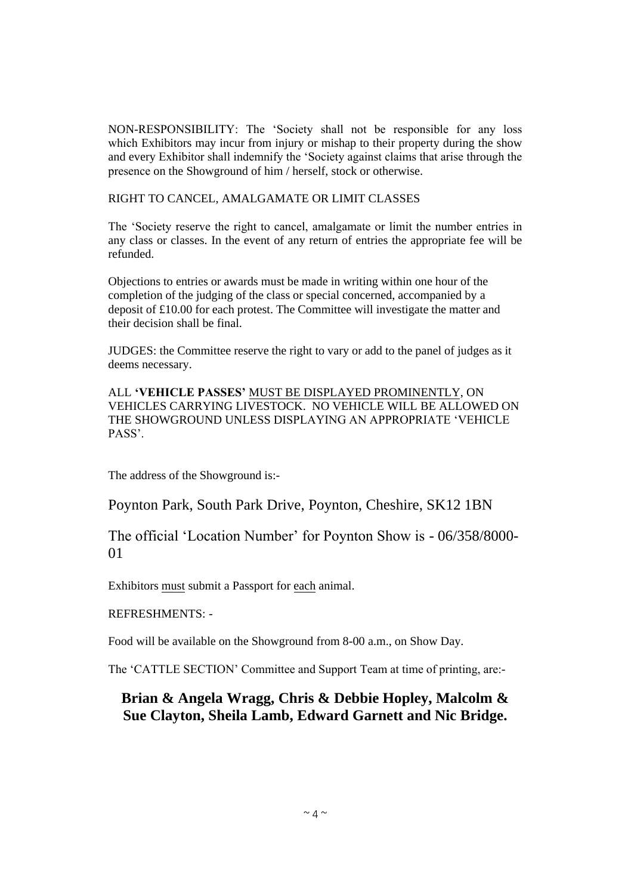NON-RESPONSIBILITY: The 'Society shall not be responsible for any loss which Exhibitors may incur from injury or mishap to their property during the show and every Exhibitor shall indemnify the 'Society against claims that arise through the presence on the Showground of him / herself, stock or otherwise.

RIGHT TO CANCEL, AMALGAMATE OR LIMIT CLASSES

The 'Society reserve the right to cancel, amalgamate or limit the number entries in any class or classes. In the event of any return of entries the appropriate fee will be refunded.

Objections to entries or awards must be made in writing within one hour of the completion of the judging of the class or special concerned, accompanied by a deposit of £10.00 for each protest. The Committee will investigate the matter and their decision shall be final.

JUDGES: the Committee reserve the right to vary or add to the panel of judges as it deems necessary.

ALL **'VEHICLE PASSES'** MUST BE DISPLAYED PROMINENTLY, ON VEHICLES CARRYING LIVESTOCK. NO VEHICLE WILL BE ALLOWED ON THE SHOWGROUND UNLESS DISPLAYING AN APPROPRIATE 'VEHICLE PASS'.

The address of the Showground is:-

Poynton Park, South Park Drive, Poynton, Cheshire, SK12 1BN

The official 'Location Number' for Poynton Show is - 06/358/8000-01

Exhibitors must submit a Passport for each animal.

REFRESHMENTS: -

Food will be available on the Showground from 8-00 a.m., on Show Day.

The 'CATTLE SECTION' Committee and Support Team at time of printing, are:-

**Brian & Angela Wragg, Chris & Debbie Hopley, Malcolm & Sue Clayton, Sheila Lamb, Edward Garnett and Nic Bridge.**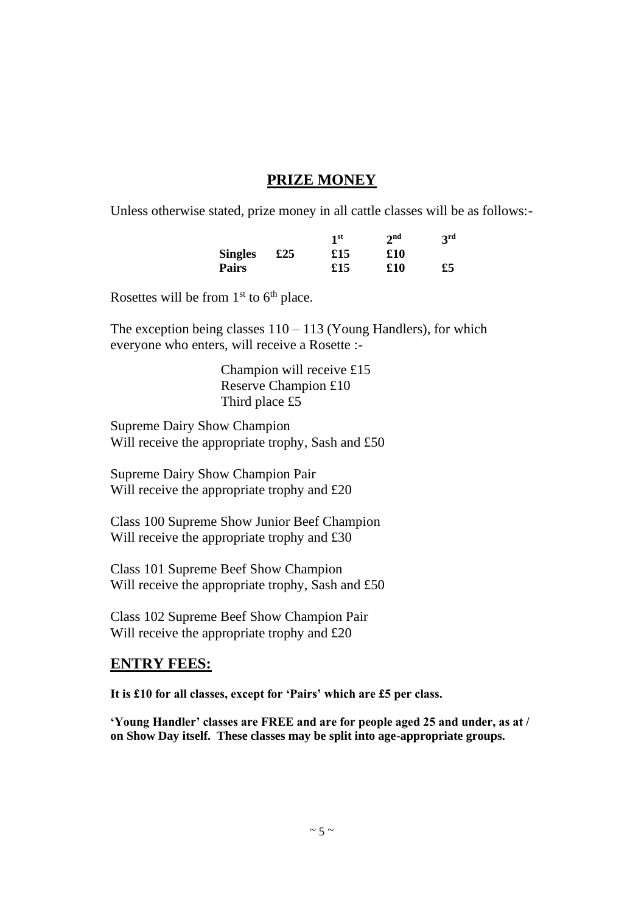## PRIZE MONEY

Unless otherwise stated, prize money in all cattle classes will be as follows:-

| | | 1st | 2nd | 3rd |
|---|---|---|---|---|
| **Singles** | **£25** | **£15** | **£10** | |
| **Pairs** | | **£15** | **£10** | **£5** |

Rosettes will be from 1st to 6th place.

The exception being classes 110 – 113 (Young Handlers), for which everyone who enters, will receive a Rosette :-

Champion will receive £15
Reserve Champion £10
Third place £5

Supreme Dairy Show Champion
Will receive the appropriate trophy, Sash and £50

Supreme Dairy Show Champion Pair
Will receive the appropriate trophy and £20

Class 100 Supreme Show Junior Beef Champion
Will receive the appropriate trophy and £30

Class 101 Supreme Beef Show Champion
Will receive the appropriate trophy, Sash and £50

Class 102 Supreme Beef Show Champion Pair
Will receive the appropriate trophy and £20

## ENTRY FEES:

**It is £10 for all classes, except for 'Pairs' which are £5 per class.**

**'Young Handler' classes are FREE and are for people aged 25 and under, as at / on Show Day itself. These classes may be split into age-appropriate groups.**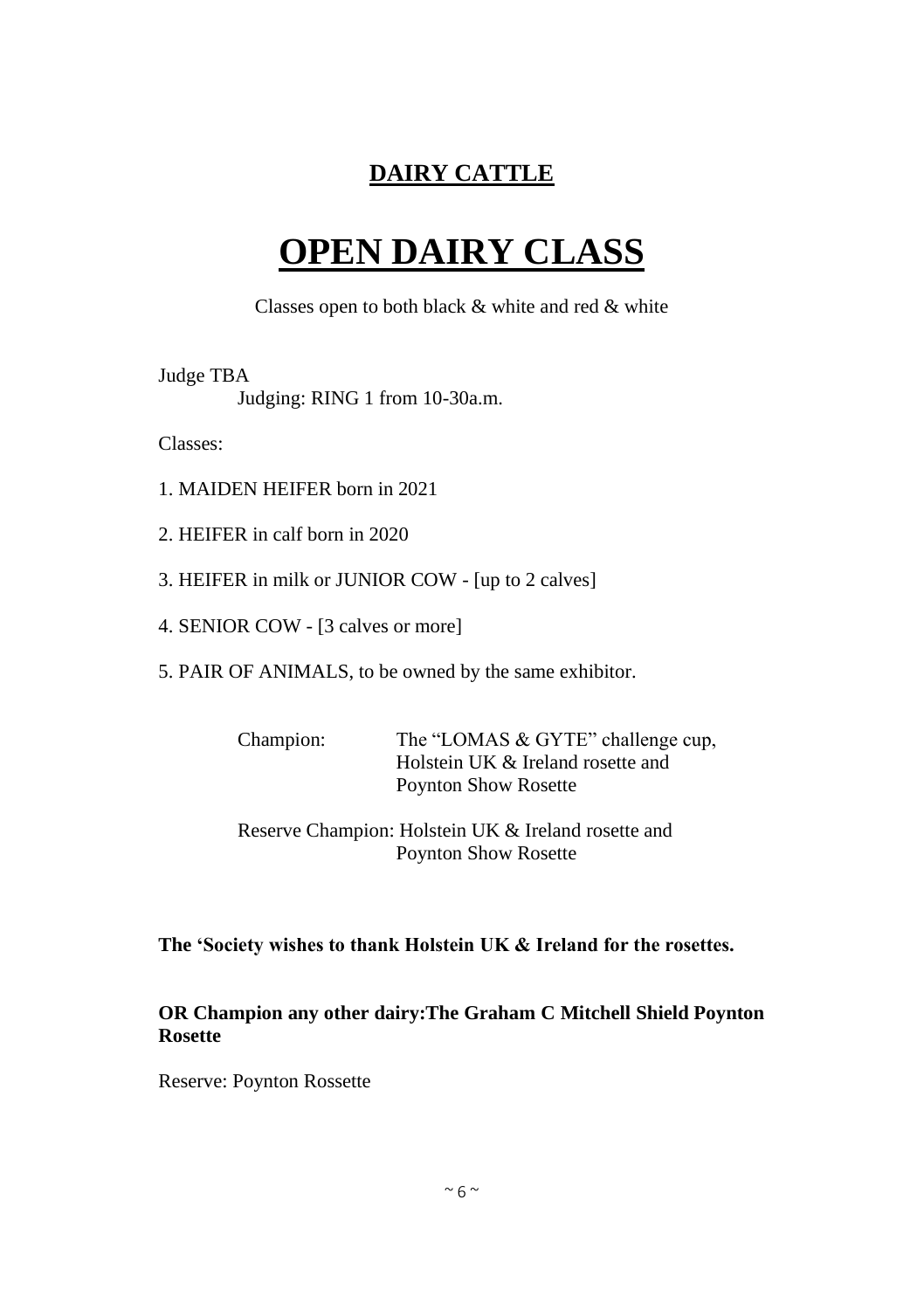## DAIRY CATTLE

# OPEN DAIRY CLASS

Classes open to both black & white and red & white

Judge TBA

Judging: RING 1 from 10-30a.m.

Classes:

1. MAIDEN HEIFER born in 2021
2. HEIFER in calf born in 2020
3. HEIFER in milk or JUNIOR COW - [up to 2 calves]
4. SENIOR COW - [3 calves or more]
5. PAIR OF ANIMALS, to be owned by the same exhibitor.

Champion: The "LOMAS & GYTE" challenge cup, Holstein UK & Ireland rosette and Poynton Show Rosette

Reserve Champion: Holstein UK & Ireland rosette and Poynton Show Rosette

**The 'Society wishes to thank Holstein UK & Ireland for the rosettes.**

**OR Champion any other dairy:The Graham C Mitchell Shield Poynton Rosette**

Reserve: Poynton Rossette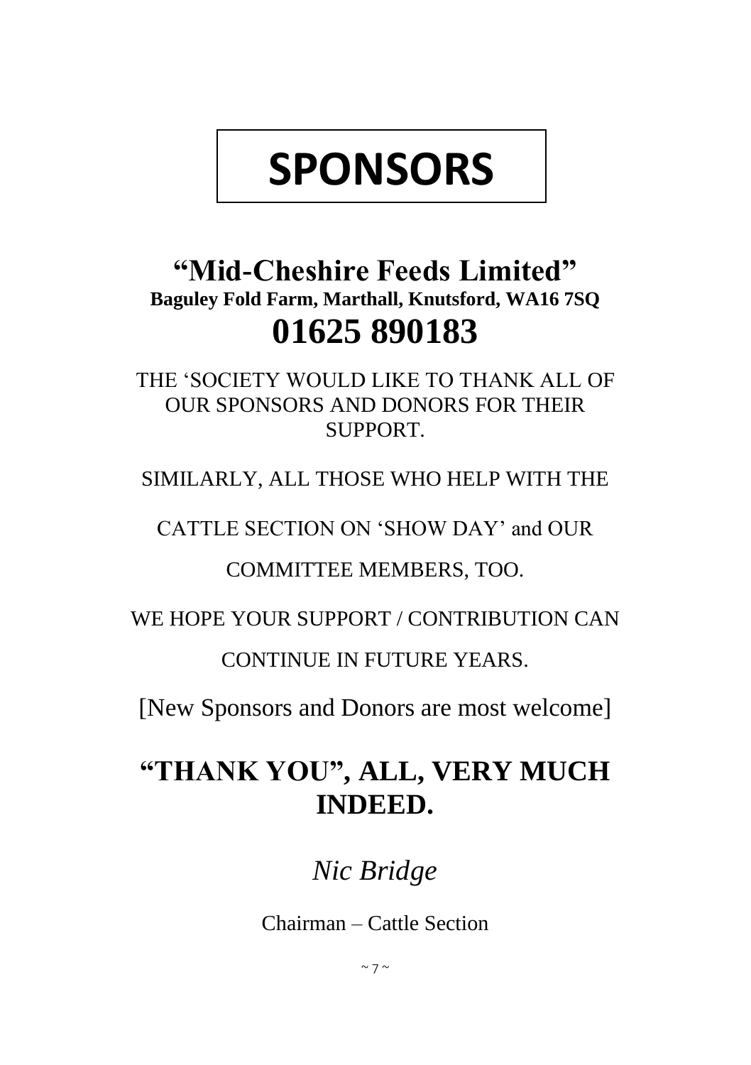# SPONSORS

## "Mid-Cheshire Feeds Limited"

**Baguley Fold Farm, Marthall, Knutsford, WA16 7SQ**

## 01625 890183

THE 'SOCIETY WOULD LIKE TO THANK ALL OF OUR SPONSORS AND DONORS FOR THEIR SUPPORT.

SIMILARLY, ALL THOSE WHO HELP WITH THE CATTLE SECTION ON 'SHOW DAY' and OUR COMMITTEE MEMBERS, TOO.

WE HOPE YOUR SUPPORT / CONTRIBUTION CAN CONTINUE IN FUTURE YEARS.

[New Sponsors and Donors are most welcome]

## "THANK YOU", ALL, VERY MUCH INDEED.

*Nic Bridge*

Chairman – Cattle Section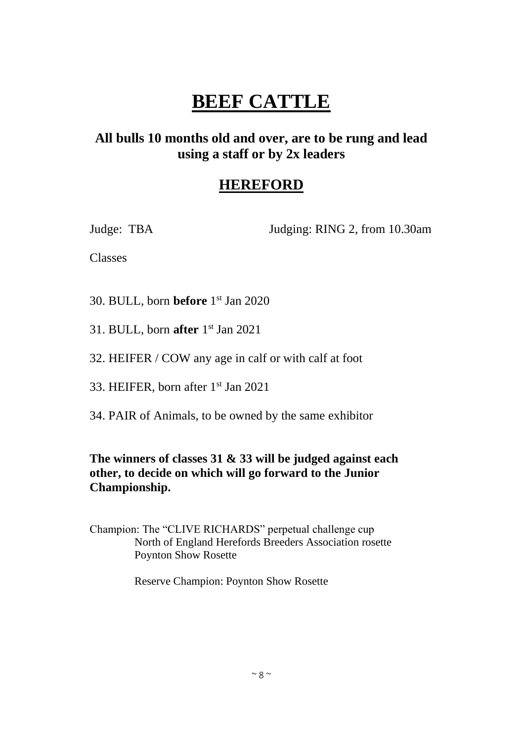# BEEF CATTLE

### All bulls 10 months old and over, are to be rung and lead using a staff or by 2x leaders

## HEREFORD

Judge: TBA Judging: RING 2, from 10.30am

Classes

30. BULL, born **before** 1st Jan 2020

31. BULL, born **after** 1st Jan 2021

32. HEIFER / COW any age in calf or with calf at foot

33. HEIFER, born after 1st Jan 2021

34. PAIR of Animals, to be owned by the same exhibitor

**The winners of classes 31 & 33 will be judged against each other, to decide on which will go forward to the Junior Championship.**

Champion: The "CLIVE RICHARDS" perpetual challenge cup
North of England Herefords Breeders Association rosette
Poynton Show Rosette

Reserve Champion: Poynton Show Rosette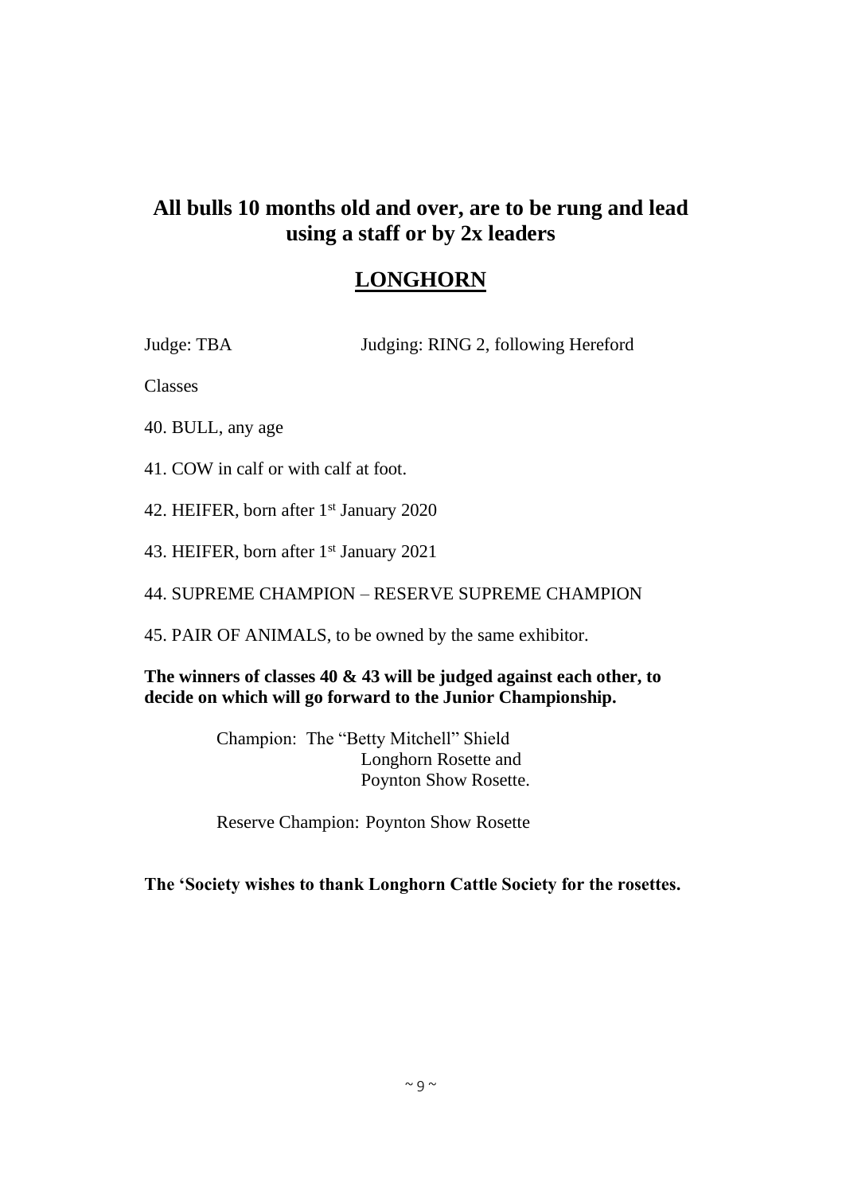## All bulls 10 months old and over, are to be rung and lead using a staff or by 2x leaders

# LONGHORN

Judge: TBA Judging: RING 2, following Hereford

Classes

40. BULL, any age

41. COW in calf or with calf at foot.

42. HEIFER, born after 1st January 2020

43. HEIFER, born after 1st January 2021

44. SUPREME CHAMPION – RESERVE SUPREME CHAMPION

45. PAIR OF ANIMALS, to be owned by the same exhibitor.

**The winners of classes 40 & 43 will be judged against each other, to decide on which will go forward to the Junior Championship.**

Champion: The "Betty Mitchell" Shield
Longhorn Rosette and
Poynton Show Rosette.

Reserve Champion: Poynton Show Rosette

**The 'Society wishes to thank Longhorn Cattle Society for the rosettes.**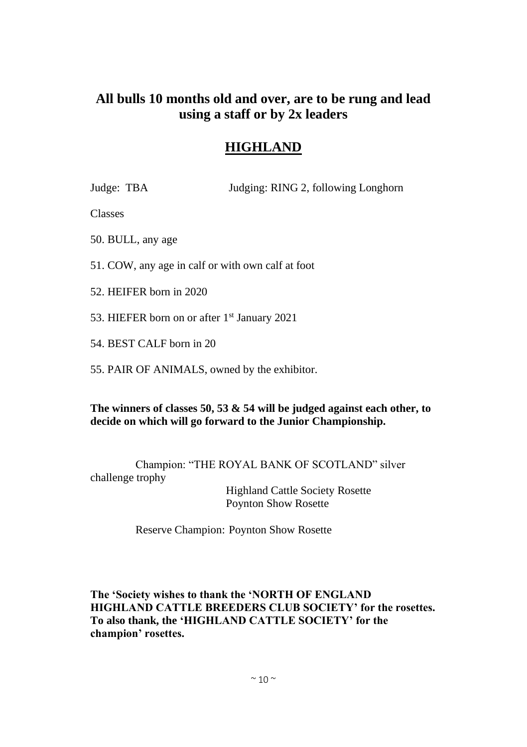**All bulls 10 months old and over, are to be rung and lead using a staff or by 2x leaders**

## HIGHLAND

Judge: TBA Judging: RING 2, following Longhorn

Classes

50. BULL, any age
51. COW, any age in calf or with own calf at foot
52. HEIFER born in 2020
53. HIEFER born on or after 1st January 2021
54. BEST CALF born in 20
55. PAIR OF ANIMALS, owned by the exhibitor.

**The winners of classes 50, 53 & 54 will be judged against each other, to decide on which will go forward to the Junior Championship.**

Champion: "THE ROYAL BANK OF SCOTLAND" silver challenge trophy
Highland Cattle Society Rosette
Poynton Show Rosette

Reserve Champion: Poynton Show Rosette

**The 'Society wishes to thank the 'NORTH OF ENGLAND HIGHLAND CATTLE BREEDERS CLUB SOCIETY' for the rosettes. To also thank, the 'HIGHLAND CATTLE SOCIETY' for the champion' rosettes.**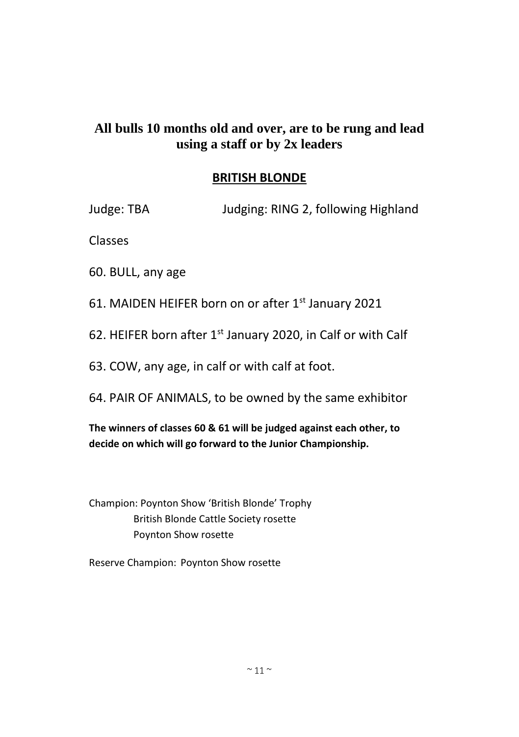**All bulls 10 months old and over, are to be rung and lead using a staff or by 2x leaders**

## BRITISH BLONDE

Judge: TBA Judging: RING 2, following Highland

Classes

60. BULL, any age

61. MAIDEN HEIFER born on or after 1st January 2021

62. HEIFER born after 1st January 2020, in Calf or with Calf

63. COW, any age, in calf or with calf at foot.

64. PAIR OF ANIMALS, to be owned by the same exhibitor

**The winners of classes 60 & 61 will be judged against each other, to decide on which will go forward to the Junior Championship.**

Champion: Poynton Show 'British Blonde' Trophy
British Blonde Cattle Society rosette
Poynton Show rosette

Reserve Champion: Poynton Show rosette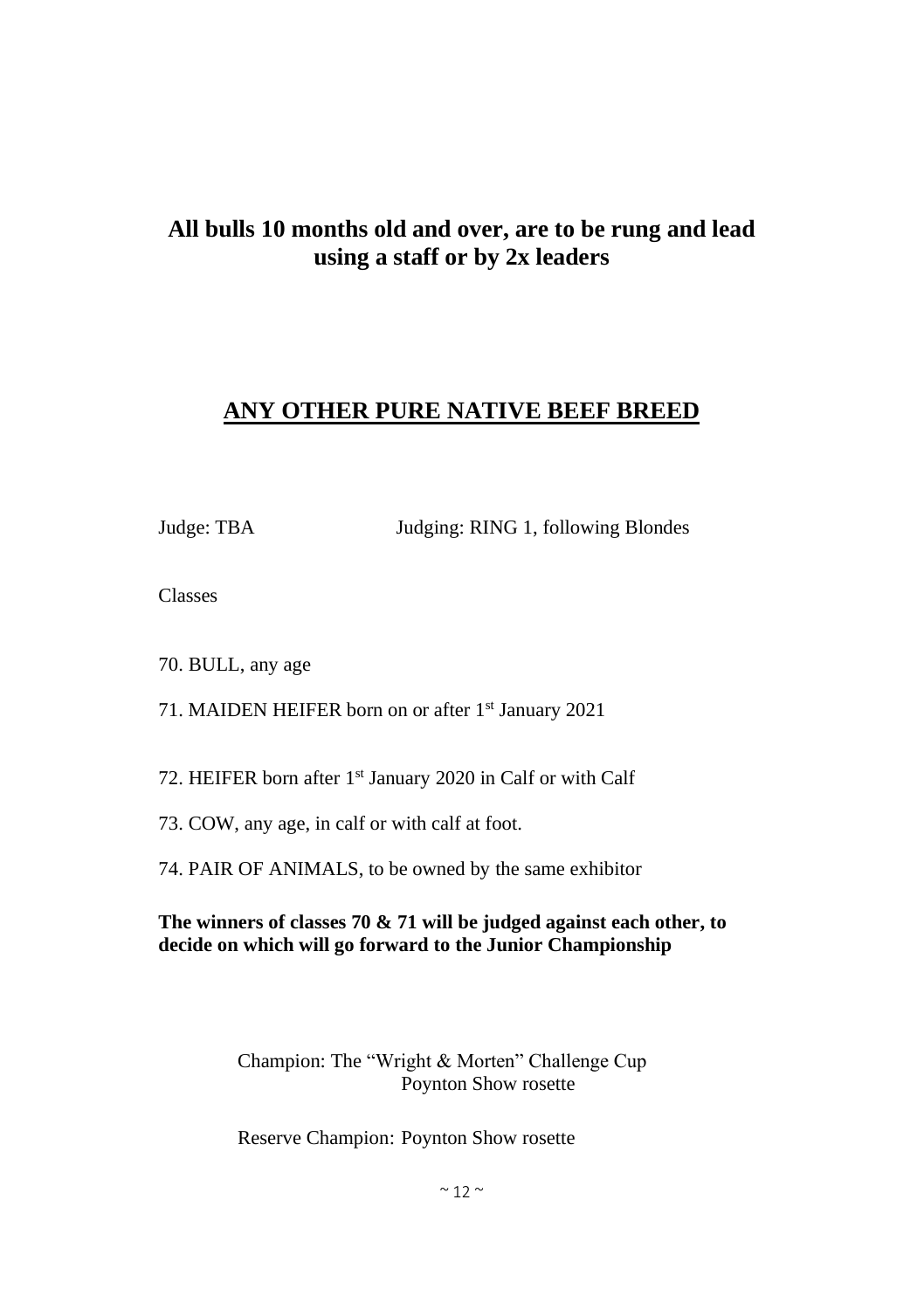**All bulls 10 months old and over, are to be rung and lead using a staff or by 2x leaders**

## ANY OTHER PURE NATIVE BEEF BREED

Judge: TBA Judging: RING 1, following Blondes

Classes

70. BULL, any age
71. MAIDEN HEIFER born on or after 1st January 2021
72. HEIFER born after 1st January 2020 in Calf or with Calf
73. COW, any age, in calf or with calf at foot.
74. PAIR OF ANIMALS, to be owned by the same exhibitor

**The winners of classes 70 & 71 will be judged against each other, to decide on which will go forward to the Junior Championship**

Champion: The "Wright & Morten" Challenge Cup
Poynton Show rosette

Reserve Champion: Poynton Show rosette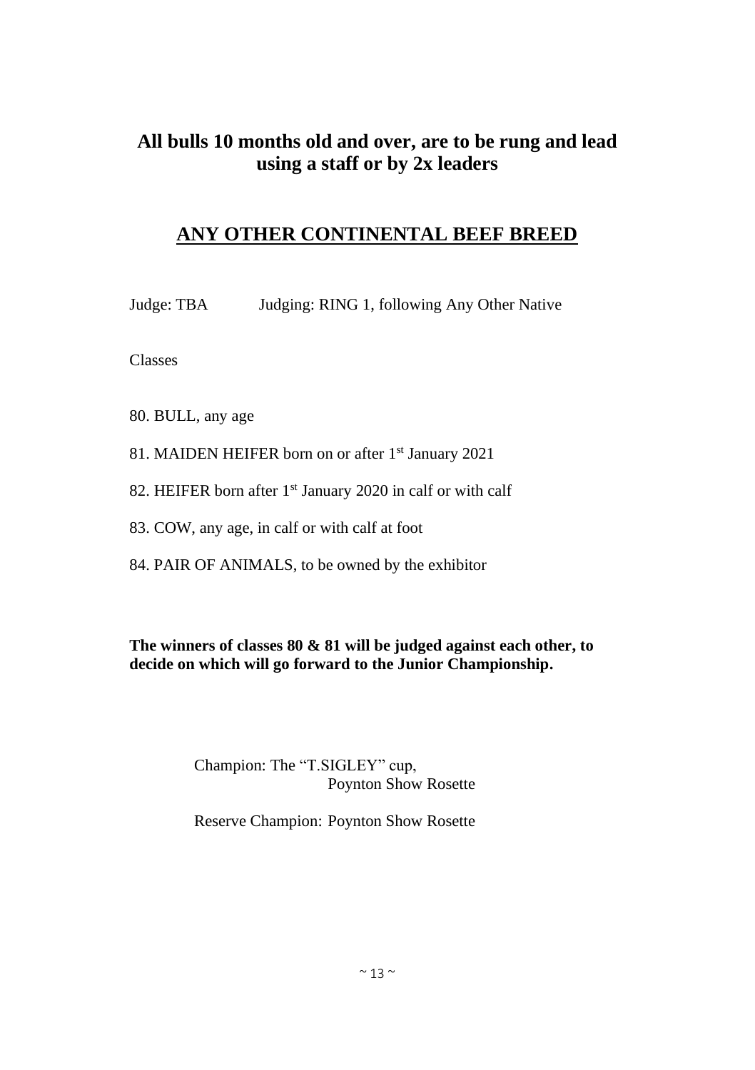**All bulls 10 months old and over, are to be rung and lead using a staff or by 2x leaders**

## ANY OTHER CONTINENTAL BEEF BREED

Judge: TBA Judging: RING 1, following Any Other Native

Classes

80. BULL, any age
81. MAIDEN HEIFER born on or after 1st January 2021
82. HEIFER born after 1st January 2020 in calf or with calf
83. COW, any age, in calf or with calf at foot
84. PAIR OF ANIMALS, to be owned by the exhibitor

**The winners of classes 80 & 81 will be judged against each other, to decide on which will go forward to the Junior Championship.**

Champion: The "T.SIGLEY" cup,
Poynton Show Rosette

Reserve Champion: Poynton Show Rosette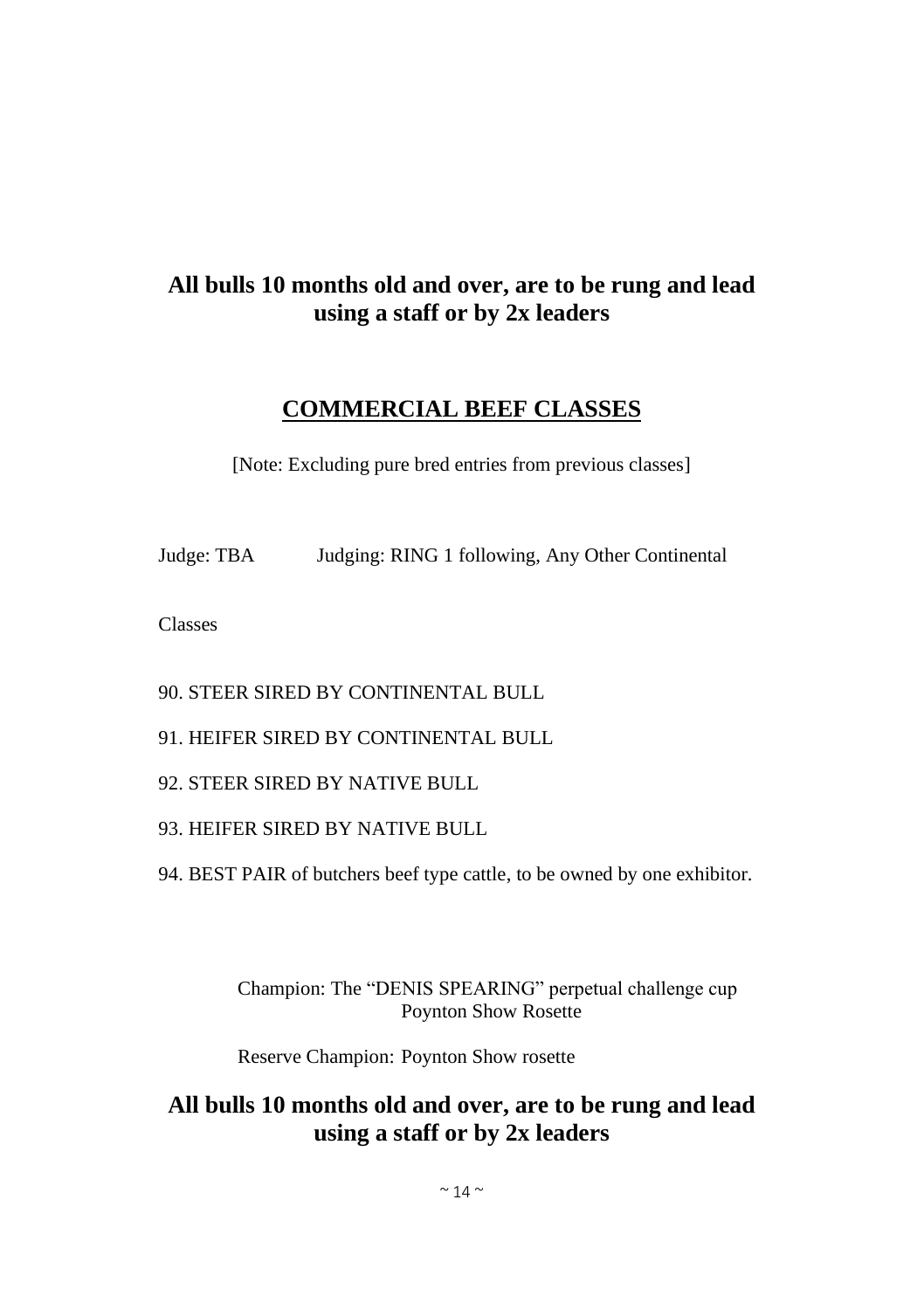**All bulls 10 months old and over, are to be rung and lead using a staff or by 2x leaders**

## COMMERCIAL BEEF CLASSES

[Note: Excluding pure bred entries from previous classes]

Judge: TBA Judging: RING 1 following, Any Other Continental

Classes

90. STEER SIRED BY CONTINENTAL BULL
91. HEIFER SIRED BY CONTINENTAL BULL
92. STEER SIRED BY NATIVE BULL
93. HEIFER SIRED BY NATIVE BULL
94. BEST PAIR of butchers beef type cattle, to be owned by one exhibitor.

Champion: The "DENIS SPEARING" perpetual challenge cup
Poynton Show Rosette

Reserve Champion: Poynton Show rosette

**All bulls 10 months old and over, are to be rung and lead using a staff or by 2x leaders**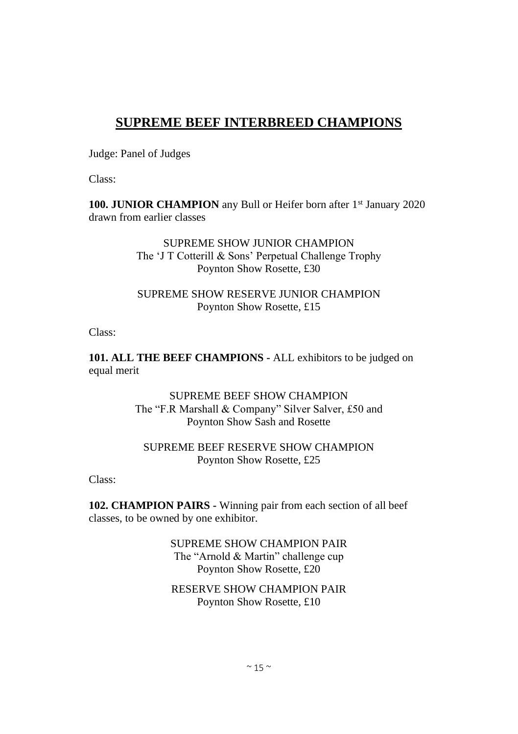# SUPREME BEEF INTERBREED CHAMPIONS

Judge: Panel of Judges

Class:

**100. JUNIOR CHAMPION** any Bull or Heifer born after 1st January 2020 drawn from earlier classes

SUPREME SHOW JUNIOR CHAMPION
The 'J T Cotterill & Sons' Perpetual Challenge Trophy
Poynton Show Rosette, £30

SUPREME SHOW RESERVE JUNIOR CHAMPION
Poynton Show Rosette, £15

Class:

**101. ALL THE BEEF CHAMPIONS -** ALL exhibitors to be judged on equal merit

SUPREME BEEF SHOW CHAMPION
The "F.R Marshall & Company" Silver Salver, £50 and
Poynton Show Sash and Rosette

SUPREME BEEF RESERVE SHOW CHAMPION
Poynton Show Rosette, £25

Class:

**102. CHAMPION PAIRS -** Winning pair from each section of all beef classes, to be owned by one exhibitor.

SUPREME SHOW CHAMPION PAIR
The "Arnold & Martin" challenge cup
Poynton Show Rosette, £20

RESERVE SHOW CHAMPION PAIR
Poynton Show Rosette, £10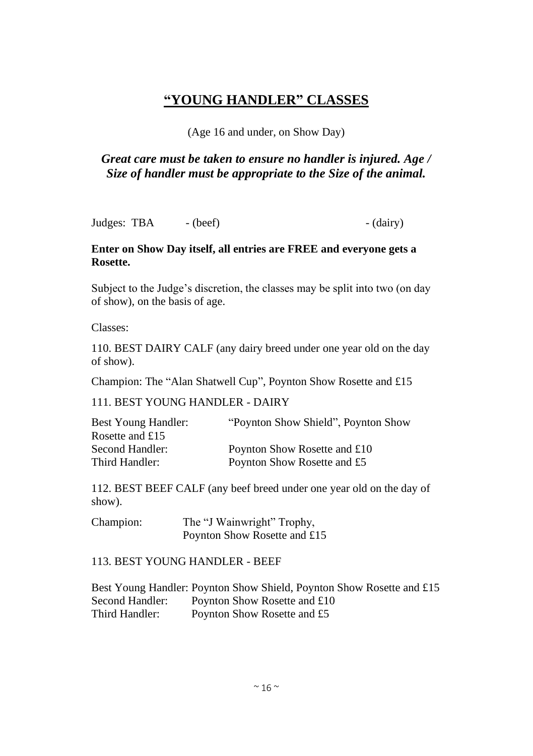# **"YOUNG HANDLER" CLASSES**

(Age 16 and under, on Show Day)

***Great care must be taken to ensure no handler is injured. Age / Size of handler must be appropriate to the Size of the animal.***

Judges: TBA - (beef) - (dairy)

**Enter on Show Day itself, all entries are FREE and everyone gets a Rosette.**

Subject to the Judge's discretion, the classes may be split into two (on day of show), on the basis of age.

Classes:

110. BEST DAIRY CALF (any dairy breed under one year old on the day of show).

Champion: The "Alan Shatwell Cup", Poynton Show Rosette and £15

111. BEST YOUNG HANDLER - DAIRY

Best Young Handler: "Poynton Show Shield", Poynton Show Rosette and £15
Second Handler: Poynton Show Rosette and £10
Third Handler: Poynton Show Rosette and £5

112. BEST BEEF CALF (any beef breed under one year old on the day of show).

Champion: The "J Wainwright" Trophy, Poynton Show Rosette and £15

113. BEST YOUNG HANDLER - BEEF

Best Young Handler: Poynton Show Shield, Poynton Show Rosette and £15
Second Handler: Poynton Show Rosette and £10
Third Handler: Poynton Show Rosette and £5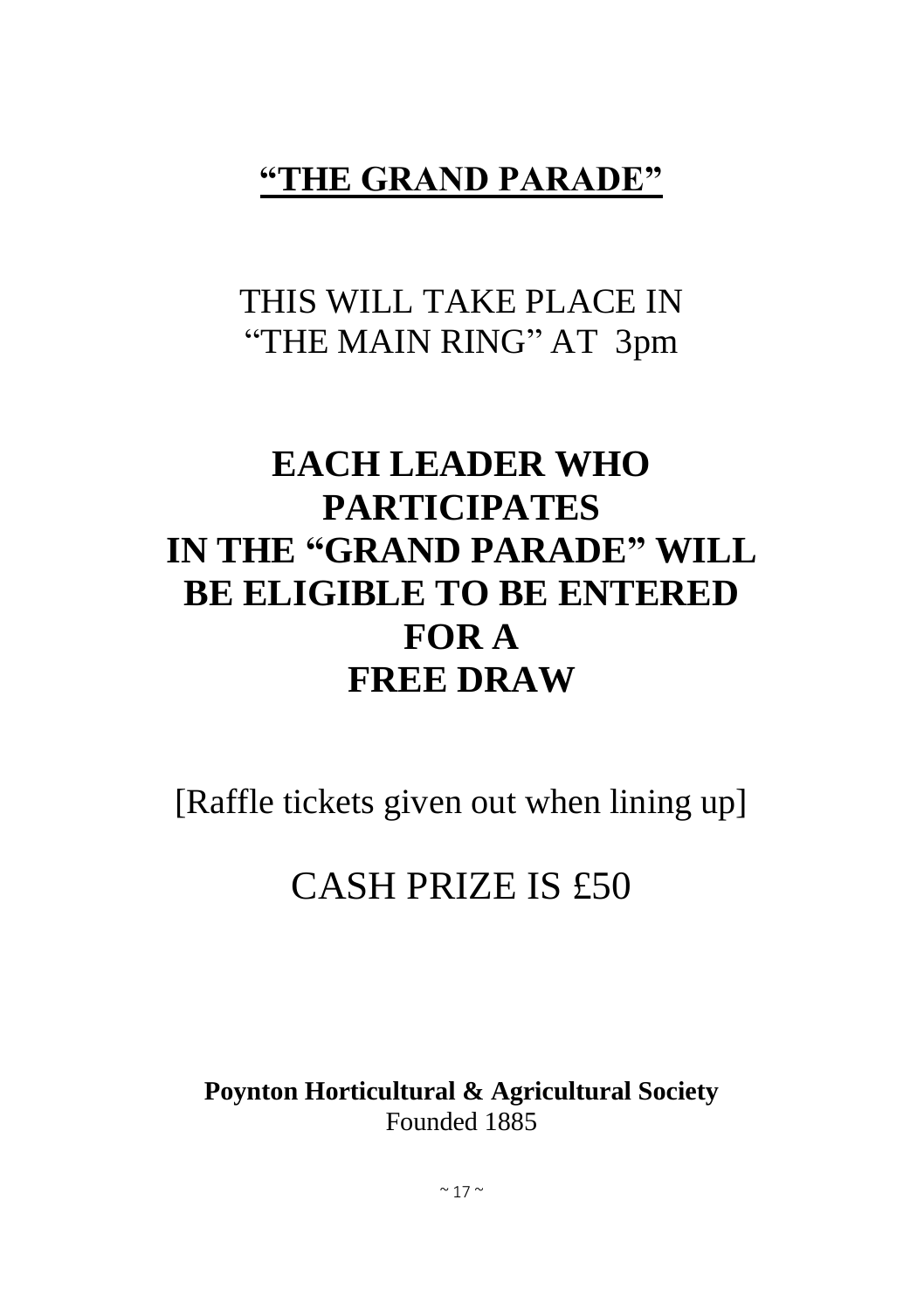# **“THE GRAND PARADE”**

THIS WILL TAKE PLACE IN
“THE MAIN RING” AT 3pm

## EACH LEADER WHO PARTICIPATES IN THE “GRAND PARADE” WILL BE ELIGIBLE TO BE ENTERED FOR A FREE DRAW

[Raffle tickets given out when lining up]

CASH PRIZE IS £50

**Poynton Horticultural & Agricultural Society**
Founded 1885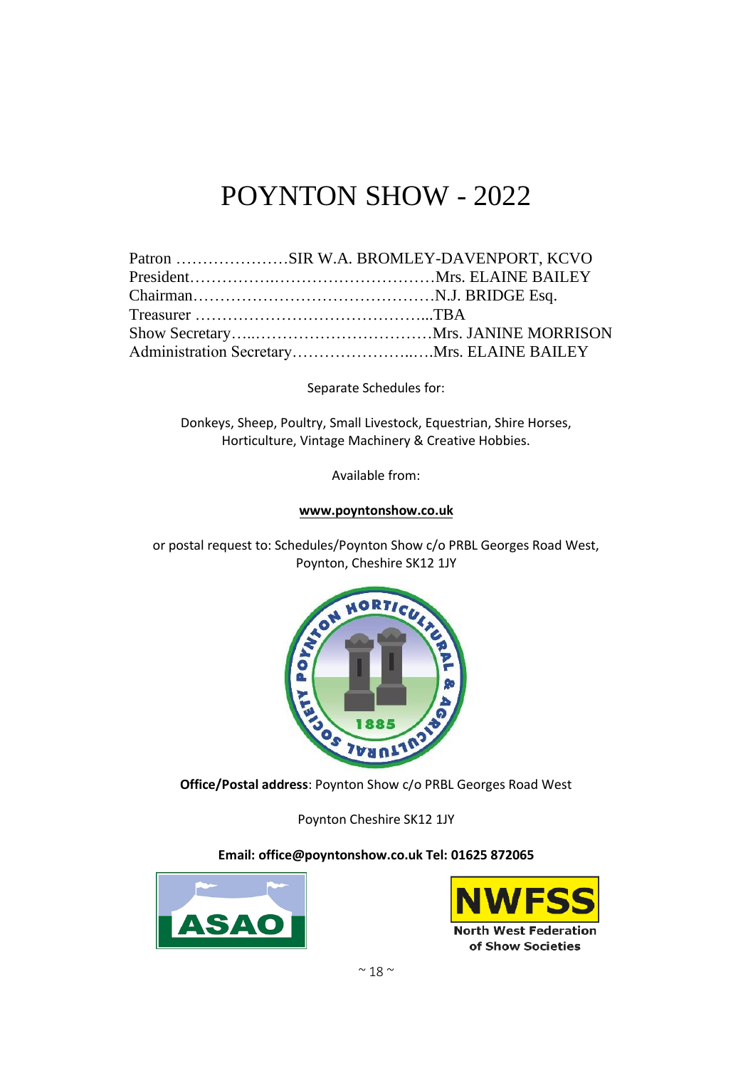# POYNTON SHOW - 2022

Patron …………………SIR W.A. BROMLEY-DAVENPORT, KCVO
President…………….…………………………Mrs. ELAINE BAILEY
Chairman………………………………………N.J. BRIDGE Esq.
Treasurer ……………………………………...TBA
Show Secretary…...……………………………Mrs. JANINE MORRISON
Administration Secretary…………………..….Mrs. ELAINE BAILEY

Separate Schedules for:

Donkeys, Sheep, Poultry, Small Livestock, Equestrian, Shire Horses, Horticulture, Vintage Machinery & Creative Hobbies.

Available from:

**www.poyntonshow.co.uk**

or postal request to: Schedules/Poynton Show c/o PRBL Georges Road West, Poynton, Cheshire SK12 1JY

POYNTON HORTICULTURAL & AGRICULTURAL SOCIETY 1885

**Office/Postal address**: Poynton Show c/o PRBL Georges Road West

Poynton Cheshire SK12 1JY

**Email: office@poyntonshow.co.uk Tel: 01625 872065**

ASAO

NWFSS
North West Federation of Show Societies